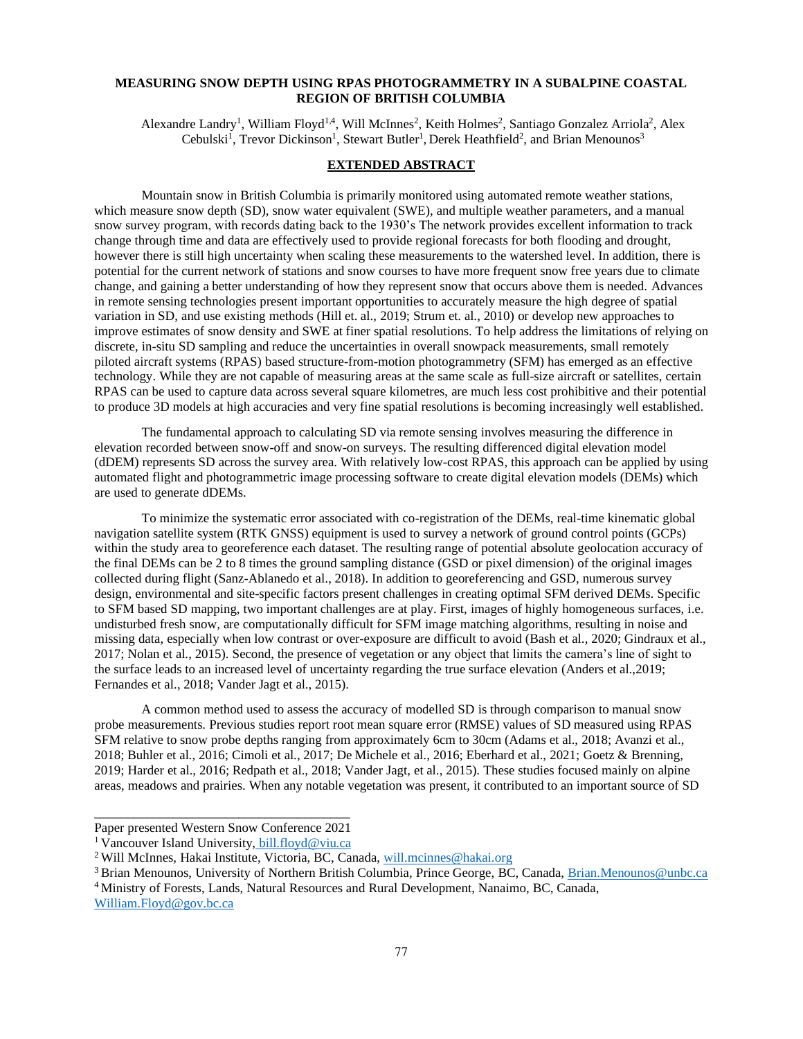# MEASURING SNOW DEPTH USING RPAS PHOTOGRAMMETRY IN A SUBALPINE COASTAL REGION OF BRITISH COLUMBIA

Alexandre Landry[1], William Floyd[1,4], Will McInnes[2], Keith Holmes[2], Santiago Gonzalez Arriola[2], Alex Cebulski[1], Trevor Dickinson[1], Stewart Butler[1], Derek Heathfield[2], and Brian Menounos[3]

## EXTENDED ABSTRACT

Mountain snow in British Columbia is primarily monitored using automated remote weather stations, which measure snow depth (SD), snow water equivalent (SWE), and multiple weather parameters, and a manual snow survey program, with records dating back to the 1930's The network provides excellent information to track change through time and data are effectively used to provide regional forecasts for both flooding and drought, however there is still high uncertainty when scaling these measurements to the watershed level. In addition, there is potential for the current network of stations and snow courses to have more frequent snow free years due to climate change, and gaining a better understanding of how they represent snow that occurs above them is needed. Advances in remote sensing technologies present important opportunities to accurately measure the high degree of spatial variation in SD, and use existing methods (Hill et. al., 2019; Strum et. al., 2010) or develop new approaches to improve estimates of snow density and SWE at finer spatial resolutions. To help address the limitations of relying on discrete, in-situ SD sampling and reduce the uncertainties in overall snowpack measurements, small remotely piloted aircraft systems (RPAS) based structure-from-motion photogrammetry (SFM) has emerged as an effective technology. While they are not capable of measuring areas at the same scale as full-size aircraft or satellites, certain RPAS can be used to capture data across several square kilometres, are much less cost prohibitive and their potential to produce 3D models at high accuracies and very fine spatial resolutions is becoming increasingly well established.

The fundamental approach to calculating SD via remote sensing involves measuring the difference in elevation recorded between snow-off and snow-on surveys. The resulting differenced digital elevation model (dDEM) represents SD across the survey area. With relatively low-cost RPAS, this approach can be applied by using automated flight and photogrammetric image processing software to create digital elevation models (DEMs) which are used to generate dDEMs.

To minimize the systematic error associated with co-registration of the DEMs, real-time kinematic global navigation satellite system (RTK GNSS) equipment is used to survey a network of ground control points (GCPs) within the study area to georeference each dataset. The resulting range of potential absolute geolocation accuracy of the final DEMs can be 2 to 8 times the ground sampling distance (GSD or pixel dimension) of the original images collected during flight (Sanz-Ablanedo et al., 2018). In addition to georeferencing and GSD, numerous survey design, environmental and site-specific factors present challenges in creating optimal SFM derived DEMs. Specific to SFM based SD mapping, two important challenges are at play. First, images of highly homogeneous surfaces, i.e. undisturbed fresh snow, are computationally difficult for SFM image matching algorithms, resulting in noise and missing data, especially when low contrast or over-exposure are difficult to avoid (Bash et al., 2020; Gindraux et al., 2017; Nolan et al., 2015). Second, the presence of vegetation or any object that limits the camera's line of sight to the surface leads to an increased level of uncertainty regarding the true surface elevation (Anders et al.,2019; Fernandes et al., 2018; Vander Jagt et al., 2015).

A common method used to assess the accuracy of modelled SD is through comparison to manual snow probe measurements. Previous studies report root mean square error (RMSE) values of SD measured using RPAS SFM relative to snow probe depths ranging from approximately 6cm to 30cm (Adams et al., 2018; Avanzi et al., 2018; Buhler et al., 2016; Cimoli et al., 2017; De Michele et al., 2016; Eberhard et al., 2021; Goetz & Brenning, 2019; Harder et al., 2016; Redpath et al., 2018; Vander Jagt, et al., 2015). These studies focused mainly on alpine areas, meadows and prairies. When any notable vegetation was present, it contributed to an important source of SD

---

Paper presented Western Snow Conference 2021

[1] Vancouver Island University, bill.floyd@viu.ca

[2] Will McInnes, Hakai Institute, Victoria, BC, Canada, will.mcinnes@hakai.org

[3] Brian Menounos, University of Northern British Columbia, Prince George, BC, Canada, Brian.Menounos@unbc.ca

[4] Ministry of Forests, Lands, Natural Resources and Rural Development, Nanaimo, BC, Canada, William.Floyd@gov.bc.ca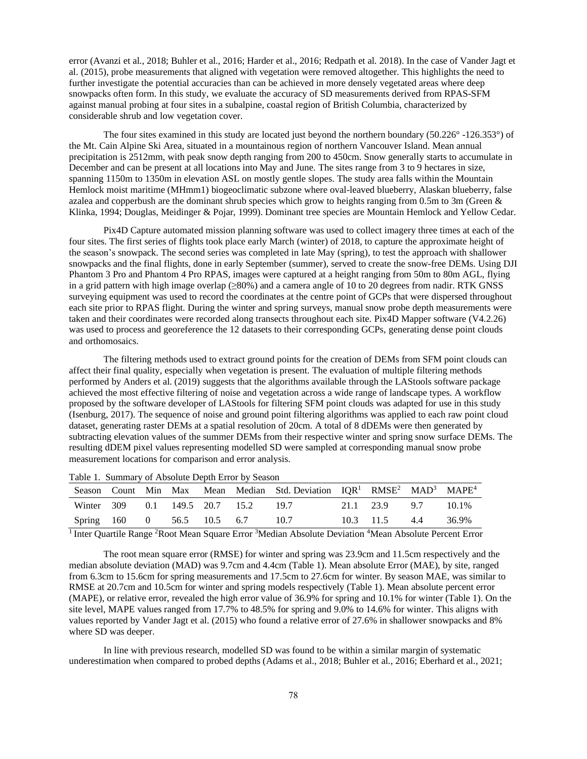error (Avanzi et al., 2018; Buhler et al., 2016; Harder et al., 2016; Redpath et al. 2018). In the case of Vander Jagt et al. (2015), probe measurements that aligned with vegetation were removed altogether. This highlights the need to further investigate the potential accuracies than can be achieved in more densely vegetated areas where deep snowpacks often form. In this study, we evaluate the accuracy of SD measurements derived from RPAS-SFM against manual probing at four sites in a subalpine, coastal region of British Columbia, characterized by considerable shrub and low vegetation cover.

The four sites examined in this study are located just beyond the northern boundary (50.226° -126.353°) of the Mt. Cain Alpine Ski Area, situated in a mountainous region of northern Vancouver Island. Mean annual precipitation is 2512mm, with peak snow depth ranging from 200 to 450cm. Snow generally starts to accumulate in December and can be present at all locations into May and June. The sites range from 3 to 9 hectares in size, spanning 1150m to 1350m in elevation ASL on mostly gentle slopes. The study area falls within the Mountain Hemlock moist maritime (MHmm1) biogeoclimatic subzone where oval-leaved blueberry, Alaskan blueberry, false azalea and copperbush are the dominant shrub species which grow to heights ranging from 0.5m to 3m (Green & Klinka, 1994; Douglas, Meidinger & Pojar, 1999). Dominant tree species are Mountain Hemlock and Yellow Cedar.

Pix4D Capture automated mission planning software was used to collect imagery three times at each of the four sites. The first series of flights took place early March (winter) of 2018, to capture the approximate height of the season's snowpack. The second series was completed in late May (spring), to test the approach with shallower snowpacks and the final flights, done in early September (summer), served to create the snow-free DEMs. Using DJI Phantom 3 Pro and Phantom 4 Pro RPAS, images were captured at a height ranging from 50m to 80m AGL, flying in a grid pattern with high image overlap (≥80%) and a camera angle of 10 to 20 degrees from nadir. RTK GNSS surveying equipment was used to record the coordinates at the centre point of GCPs that were dispersed throughout each site prior to RPAS flight. During the winter and spring surveys, manual snow probe depth measurements were taken and their coordinates were recorded along transects throughout each site. Pix4D Mapper software (V4.2.26) was used to process and georeference the 12 datasets to their corresponding GCPs, generating dense point clouds and orthomosaics.

The filtering methods used to extract ground points for the creation of DEMs from SFM point clouds can affect their final quality, especially when vegetation is present. The evaluation of multiple filtering methods performed by Anders et al. (2019) suggests that the algorithms available through the LAStools software package achieved the most effective filtering of noise and vegetation across a wide range of landscape types. A workflow proposed by the software developer of LAStools for filtering SFM point clouds was adapted for use in this study (Isenburg, 2017). The sequence of noise and ground point filtering algorithms was applied to each raw point cloud dataset, generating raster DEMs at a spatial resolution of 20cm. A total of 8 dDEMs were then generated by subtracting elevation values of the summer DEMs from their respective winter and spring snow surface DEMs. The resulting dDEM pixel values representing modelled SD were sampled at corresponding manual snow probe measurement locations for comparison and error analysis.

Table 1. Summary of Absolute Depth Error by Season

| Season | Count | Min | Max | Mean | Median | Std. Deviation | IQR[1] | RMSE[2] | MAD[3] | MAPE[4] |
|---|---|---|---|---|---|---|---|---|---|---|
| Winter | 309 | 0.1 | 149.5 | 20.7 | 15.2 | 19.7 | 21.1 | 23.9 | 9.7 | 10.1% |
| Spring | 160 | 0 | 56.5 | 10.5 | 6.7 | 10.7 | 10.3 | 11.5 | 4.4 | 36.9% |

[1] Inter Quartile Range [2]Root Mean Square Error [3]Median Absolute Deviation [4]Mean Absolute Percent Error

The root mean square error (RMSE) for winter and spring was 23.9cm and 11.5cm respectively and the median absolute deviation (MAD) was 9.7cm and 4.4cm (Table 1). Mean absolute Error (MAE), by site, ranged from 6.3cm to 15.6cm for spring measurements and 17.5cm to 27.6cm for winter. By season MAE, was similar to RMSE at 20.7cm and 10.5cm for winter and spring models respectively (Table 1). Mean absolute percent error (MAPE), or relative error, revealed the high error value of 36.9% for spring and 10.1% for winter (Table 1). On the site level, MAPE values ranged from 17.7% to 48.5% for spring and 9.0% to 14.6% for winter. This aligns with values reported by Vander Jagt et al. (2015) who found a relative error of 27.6% in shallower snowpacks and 8% where SD was deeper.

In line with previous research, modelled SD was found to be within a similar margin of systematic underestimation when compared to probed depths (Adams et al., 2018; Buhler et al., 2016; Eberhard et al., 2021;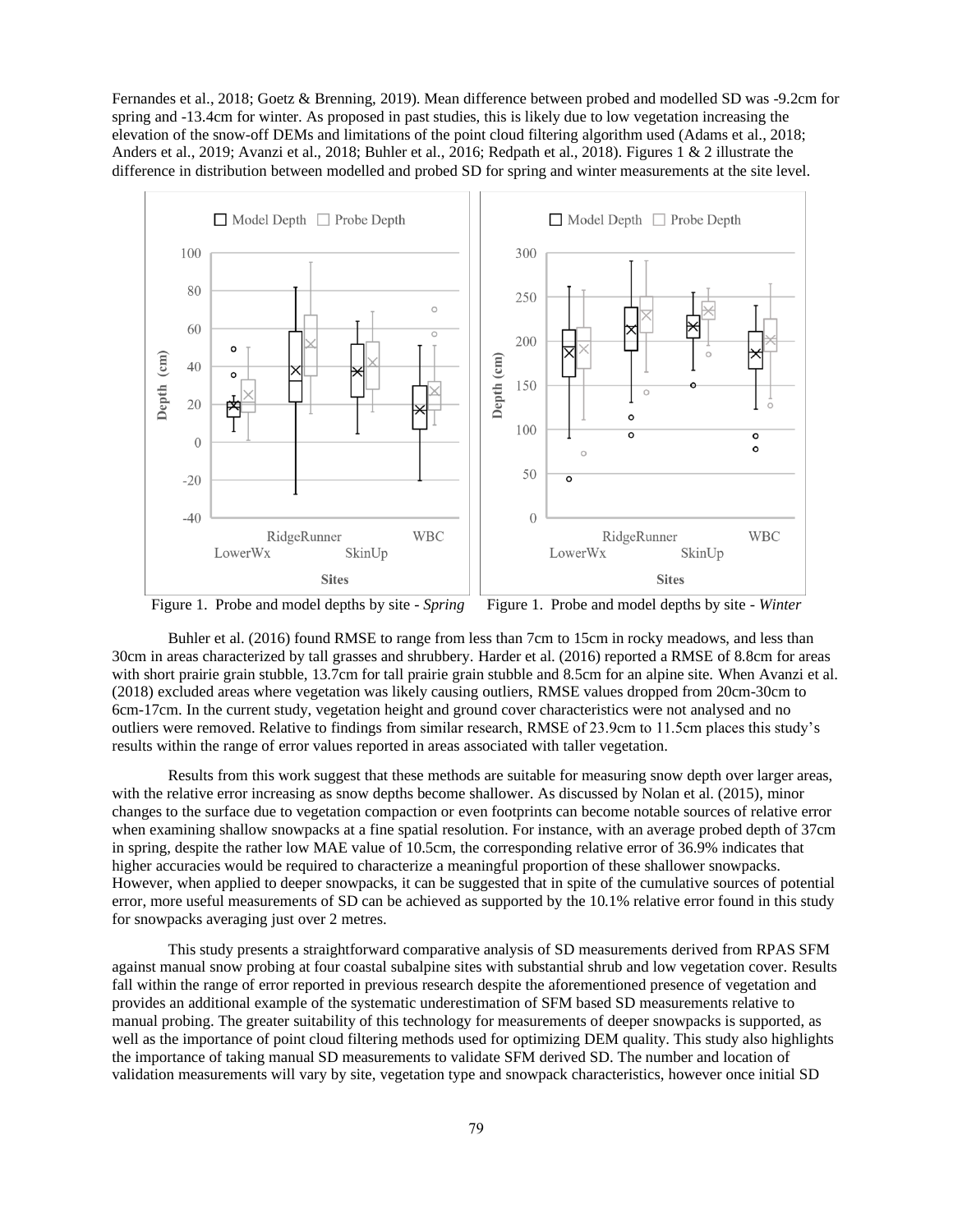Fernandes et al., 2018; Goetz & Brenning, 2019). Mean difference between probed and modelled SD was -9.2cm for spring and -13.4cm for winter. As proposed in past studies, this is likely due to low vegetation increasing the elevation of the snow-off DEMs and limitations of the point cloud filtering algorithm used (Adams et al., 2018; Anders et al., 2019; Avanzi et al., 2018; Buhler et al., 2016; Redpath et al., 2018). Figures 1 & 2 illustrate the difference in distribution between modelled and probed SD for spring and winter measurements at the site level.

Figure 1. Probe and model depths by site - *Spring*

Figure 1. Probe and model depths by site - *Winter*

Buhler et al. (2016) found RMSE to range from less than 7cm to 15cm in rocky meadows, and less than 30cm in areas characterized by tall grasses and shrubbery. Harder et al. (2016) reported a RMSE of 8.8cm for areas with short prairie grain stubble, 13.7cm for tall prairie grain stubble and 8.5cm for an alpine site. When Avanzi et al. (2018) excluded areas where vegetation was likely causing outliers, RMSE values dropped from 20cm-30cm to 6cm-17cm. In the current study, vegetation height and ground cover characteristics were not analysed and no outliers were removed. Relative to findings from similar research, RMSE of 23.9cm to 11.5cm places this study's results within the range of error values reported in areas associated with taller vegetation.

Results from this work suggest that these methods are suitable for measuring snow depth over larger areas, with the relative error increasing as snow depths become shallower. As discussed by Nolan et al. (2015), minor changes to the surface due to vegetation compaction or even footprints can become notable sources of relative error when examining shallow snowpacks at a fine spatial resolution. For instance, with an average probed depth of 37cm in spring, despite the rather low MAE value of 10.5cm, the corresponding relative error of 36.9% indicates that higher accuracies would be required to characterize a meaningful proportion of these shallower snowpacks. However, when applied to deeper snowpacks, it can be suggested that in spite of the cumulative sources of potential error, more useful measurements of SD can be achieved as supported by the 10.1% relative error found in this study for snowpacks averaging just over 2 metres.

This study presents a straightforward comparative analysis of SD measurements derived from RPAS SFM against manual snow probing at four coastal subalpine sites with substantial shrub and low vegetation cover. Results fall within the range of error reported in previous research despite the aforementioned presence of vegetation and provides an additional example of the systematic underestimation of SFM based SD measurements relative to manual probing. The greater suitability of this technology for measurements of deeper snowpacks is supported, as well as the importance of point cloud filtering methods used for optimizing DEM quality. This study also highlights the importance of taking manual SD measurements to validate SFM derived SD. The number and location of validation measurements will vary by site, vegetation type and snowpack characteristics, however once initial SD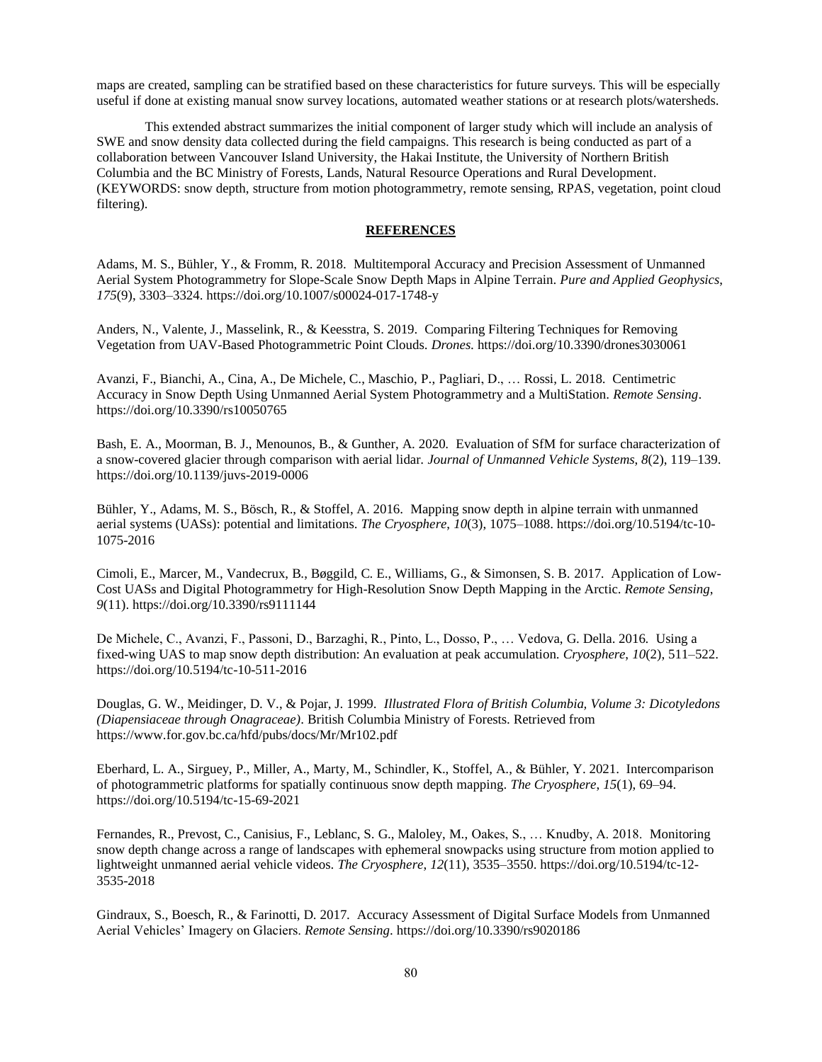maps are created, sampling can be stratified based on these characteristics for future surveys. This will be especially useful if done at existing manual snow survey locations, automated weather stations or at research plots/watersheds.

This extended abstract summarizes the initial component of larger study which will include an analysis of SWE and snow density data collected during the field campaigns. This research is being conducted as part of a collaboration between Vancouver Island University, the Hakai Institute, the University of Northern British Columbia and the BC Ministry of Forests, Lands, Natural Resource Operations and Rural Development. (KEYWORDS: snow depth, structure from motion photogrammetry, remote sensing, RPAS, vegetation, point cloud filtering).

## REFERENCES

Adams, M. S., Bühler, Y., & Fromm, R. 2018. Multitemporal Accuracy and Precision Assessment of Unmanned Aerial System Photogrammetry for Slope-Scale Snow Depth Maps in Alpine Terrain. *Pure and Applied Geophysics*, *175*(9), 3303–3324. https://doi.org/10.1007/s00024-017-1748-y

Anders, N., Valente, J., Masselink, R., & Keesstra, S. 2019. Comparing Filtering Techniques for Removing Vegetation from UAV-Based Photogrammetric Point Clouds. *Drones*. https://doi.org/10.3390/drones3030061

Avanzi, F., Bianchi, A., Cina, A., De Michele, C., Maschio, P., Pagliari, D., … Rossi, L. 2018. Centimetric Accuracy in Snow Depth Using Unmanned Aerial System Photogrammetry and a MultiStation. *Remote Sensing*. https://doi.org/10.3390/rs10050765

Bash, E. A., Moorman, B. J., Menounos, B., & Gunther, A. 2020. Evaluation of SfM for surface characterization of a snow-covered glacier through comparison with aerial lidar. *Journal of Unmanned Vehicle Systems*, *8*(2), 119–139. https://doi.org/10.1139/juvs-2019-0006

Bühler, Y., Adams, M. S., Bösch, R., & Stoffel, A. 2016. Mapping snow depth in alpine terrain with unmanned aerial systems (UASs): potential and limitations. *The Cryosphere*, *10*(3), 1075–1088. https://doi.org/10.5194/tc-10-1075-2016

Cimoli, E., Marcer, M., Vandecrux, B., Bøggild, C. E., Williams, G., & Simonsen, S. B. 2017. Application of Low-Cost UASs and Digital Photogrammetry for High-Resolution Snow Depth Mapping in the Arctic. *Remote Sensing*, *9*(11). https://doi.org/10.3390/rs9111144

De Michele, C., Avanzi, F., Passoni, D., Barzaghi, R., Pinto, L., Dosso, P., … Vedova, G. Della. 2016. Using a fixed-wing UAS to map snow depth distribution: An evaluation at peak accumulation. *Cryosphere*, *10*(2), 511–522. https://doi.org/10.5194/tc-10-511-2016

Douglas, G. W., Meidinger, D. V., & Pojar, J. 1999. *Illustrated Flora of British Columbia, Volume 3: Dicotyledons (Diapensiaceae through Onagraceae)*. British Columbia Ministry of Forests. Retrieved from https://www.for.gov.bc.ca/hfd/pubs/docs/Mr/Mr102.pdf

Eberhard, L. A., Sirguey, P., Miller, A., Marty, M., Schindler, K., Stoffel, A., & Bühler, Y. 2021. Intercomparison of photogrammetric platforms for spatially continuous snow depth mapping. *The Cryosphere*, *15*(1), 69–94. https://doi.org/10.5194/tc-15-69-2021

Fernandes, R., Prevost, C., Canisius, F., Leblanc, S. G., Maloley, M., Oakes, S., … Knudby, A. 2018. Monitoring snow depth change across a range of landscapes with ephemeral snowpacks using structure from motion applied to lightweight unmanned aerial vehicle videos. *The Cryosphere*, *12*(11), 3535–3550. https://doi.org/10.5194/tc-12-3535-2018

Gindraux, S., Boesch, R., & Farinotti, D. 2017. Accuracy Assessment of Digital Surface Models from Unmanned Aerial Vehicles' Imagery on Glaciers. *Remote Sensing*. https://doi.org/10.3390/rs9020186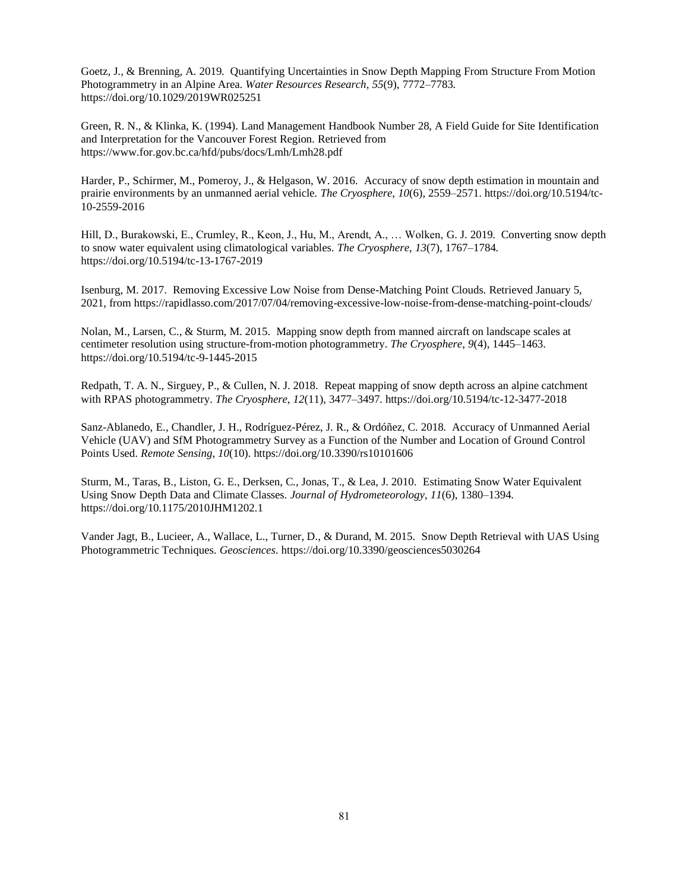Goetz, J., & Brenning, A. 2019. Quantifying Uncertainties in Snow Depth Mapping From Structure From Motion Photogrammetry in an Alpine Area. *Water Resources Research*, *55*(9), 7772–7783. https://doi.org/10.1029/2019WR025251

Green, R. N., & Klinka, K. (1994). Land Management Handbook Number 28, A Field Guide for Site Identification and Interpretation for the Vancouver Forest Region. Retrieved from https://www.for.gov.bc.ca/hfd/pubs/docs/Lmh/Lmh28.pdf

Harder, P., Schirmer, M., Pomeroy, J., & Helgason, W. 2016. Accuracy of snow depth estimation in mountain and prairie environments by an unmanned aerial vehicle. *The Cryosphere*, *10*(6), 2559–2571. https://doi.org/10.5194/tc-10-2559-2016

Hill, D., Burakowski, E., Crumley, R., Keon, J., Hu, M., Arendt, A., … Wolken, G. J. 2019. Converting snow depth to snow water equivalent using climatological variables. *The Cryosphere*, *13*(7), 1767–1784. https://doi.org/10.5194/tc-13-1767-2019

Isenburg, M. 2017. Removing Excessive Low Noise from Dense-Matching Point Clouds. Retrieved January 5, 2021, from https://rapidlasso.com/2017/07/04/removing-excessive-low-noise-from-dense-matching-point-clouds/

Nolan, M., Larsen, C., & Sturm, M. 2015. Mapping snow depth from manned aircraft on landscape scales at centimeter resolution using structure-from-motion photogrammetry. *The Cryosphere*, *9*(4), 1445–1463. https://doi.org/10.5194/tc-9-1445-2015

Redpath, T. A. N., Sirguey, P., & Cullen, N. J. 2018. Repeat mapping of snow depth across an alpine catchment with RPAS photogrammetry. *The Cryosphere*, *12*(11), 3477–3497. https://doi.org/10.5194/tc-12-3477-2018

Sanz-Ablanedo, E., Chandler, J. H., Rodríguez-Pérez, J. R., & Ordóñez, C. 2018. Accuracy of Unmanned Aerial Vehicle (UAV) and SfM Photogrammetry Survey as a Function of the Number and Location of Ground Control Points Used. *Remote Sensing*, *10*(10). https://doi.org/10.3390/rs10101606

Sturm, M., Taras, B., Liston, G. E., Derksen, C., Jonas, T., & Lea, J. 2010. Estimating Snow Water Equivalent Using Snow Depth Data and Climate Classes. *Journal of Hydrometeorology*, *11*(6), 1380–1394. https://doi.org/10.1175/2010JHM1202.1

Vander Jagt, B., Lucieer, A., Wallace, L., Turner, D., & Durand, M. 2015. Snow Depth Retrieval with UAS Using Photogrammetric Techniques. *Geosciences*. https://doi.org/10.3390/geosciences5030264